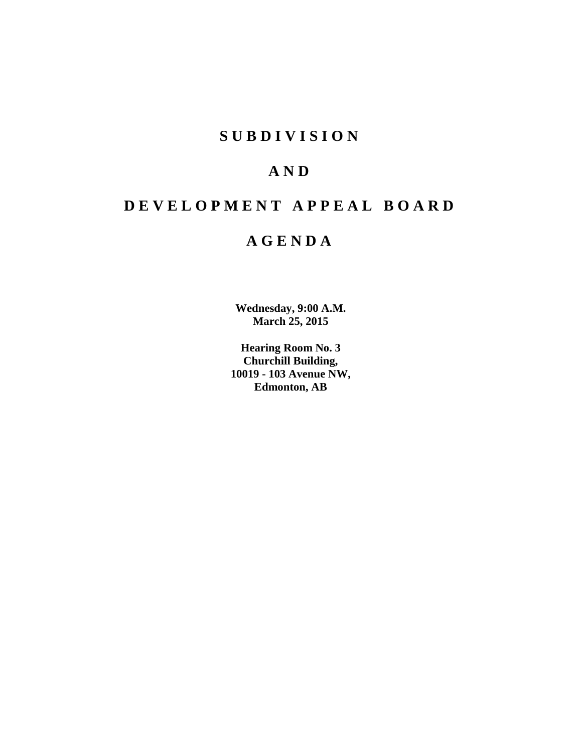# SUBDIVISION

# AND

# DEVELOPMENT APPEAL BOARD

# AGENDA

**Wednesday, 9:00 A.M.**
**March 25, 2015**

**Hearing Room No. 3**
**Churchill Building,**
**10019 - 103 Avenue NW,**
**Edmonton, AB**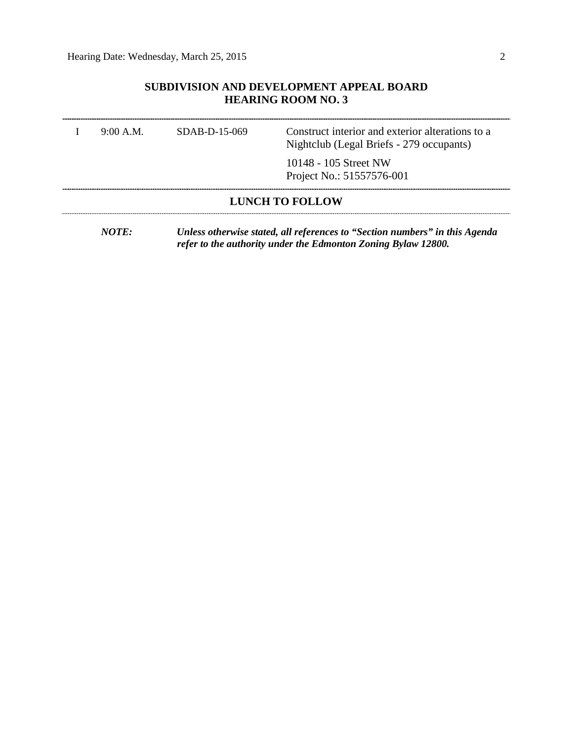## SUBDIVISION AND DEVELOPMENT APPEAL BOARD
## HEARING ROOM NO. 3

---

| | | | |
|---|---|---|---|
| I | 9:00 A.M. | SDAB-D-15-069 | Construct interior and exterior alterations to a Nightclub (Legal Briefs - 279 occupants) |
| | | | 10148 - 105 Street NW<br>Project No.: 51557576-001 |

---

**LUNCH TO FOLLOW**

---

***NOTE:*** ***Unless otherwise stated, all references to "Section numbers" in this Agenda refer to the authority under the Edmonton Zoning Bylaw 12800.***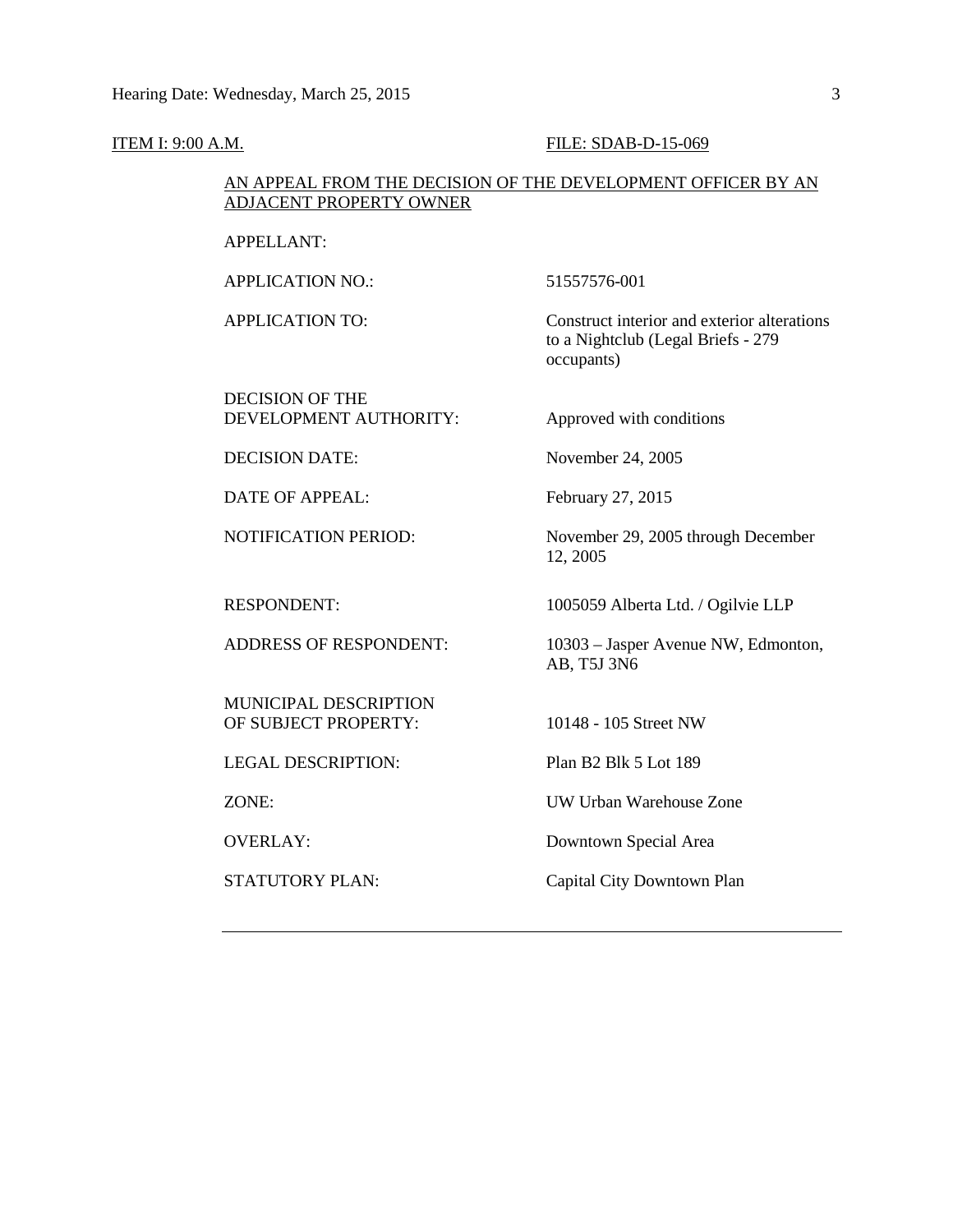ITEM I: 9:00 A.M. FILE: SDAB-D-15-069

AN APPEAL FROM THE DECISION OF THE DEVELOPMENT OFFICER BY AN ADJACENT PROPERTY OWNER

| | |
|---|---|
| APPELLANT: | |
| APPLICATION NO.: | 51557576-001 |
| APPLICATION TO: | Construct interior and exterior alterations to a Nightclub (Legal Briefs - 279 occupants) |
| DECISION OF THE DEVELOPMENT AUTHORITY: | Approved with conditions |
| DECISION DATE: | November 24, 2005 |
| DATE OF APPEAL: | February 27, 2015 |
| NOTIFICATION PERIOD: | November 29, 2005 through December 12, 2005 |
| RESPONDENT: | 1005059 Alberta Ltd. / Ogilvie LLP |
| ADDRESS OF RESPONDENT: | 10303 – Jasper Avenue NW, Edmonton, AB, T5J 3N6 |
| MUNICIPAL DESCRIPTION OF SUBJECT PROPERTY: | 10148 - 105 Street NW |
| LEGAL DESCRIPTION: | Plan B2 Blk 5 Lot 189 |
| ZONE: | UW Urban Warehouse Zone |
| OVERLAY: | Downtown Special Area |
| STATUTORY PLAN: | Capital City Downtown Plan |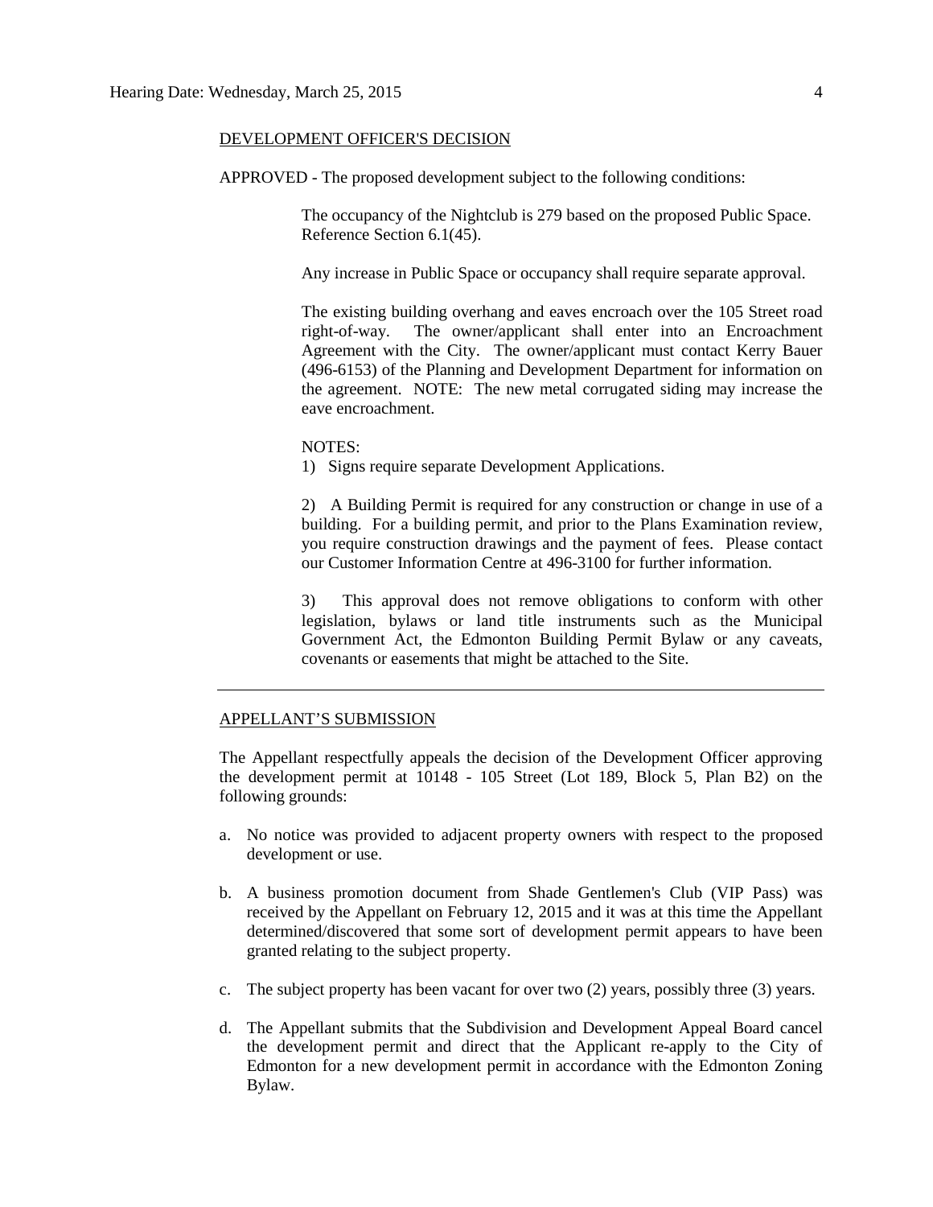## DEVELOPMENT OFFICER'S DECISION

APPROVED - The proposed development subject to the following conditions:

The occupancy of the Nightclub is 279 based on the proposed Public Space. Reference Section 6.1(45).

Any increase in Public Space or occupancy shall require separate approval.

The existing building overhang and eaves encroach over the 105 Street road right-of-way. The owner/applicant shall enter into an Encroachment Agreement with the City. The owner/applicant must contact Kerry Bauer (496-6153) of the Planning and Development Department for information on the agreement. NOTE: The new metal corrugated siding may increase the eave encroachment.

NOTES:

1) Signs require separate Development Applications.

2) A Building Permit is required for any construction or change in use of a building. For a building permit, and prior to the Plans Examination review, you require construction drawings and the payment of fees. Please contact our Customer Information Centre at 496-3100 for further information.

3) This approval does not remove obligations to conform with other legislation, bylaws or land title instruments such as the Municipal Government Act, the Edmonton Building Permit Bylaw or any caveats, covenants or easements that might be attached to the Site.

---

## APPELLANT'S SUBMISSION

The Appellant respectfully appeals the decision of the Development Officer approving the development permit at 10148 - 105 Street (Lot 189, Block 5, Plan B2) on the following grounds:

a. No notice was provided to adjacent property owners with respect to the proposed development or use.

b. A business promotion document from Shade Gentlemen's Club (VIP Pass) was received by the Appellant on February 12, 2015 and it was at this time the Appellant determined/discovered that some sort of development permit appears to have been granted relating to the subject property.

c. The subject property has been vacant for over two (2) years, possibly three (3) years.

d. The Appellant submits that the Subdivision and Development Appeal Board cancel the development permit and direct that the Applicant re-apply to the City of Edmonton for a new development permit in accordance with the Edmonton Zoning Bylaw.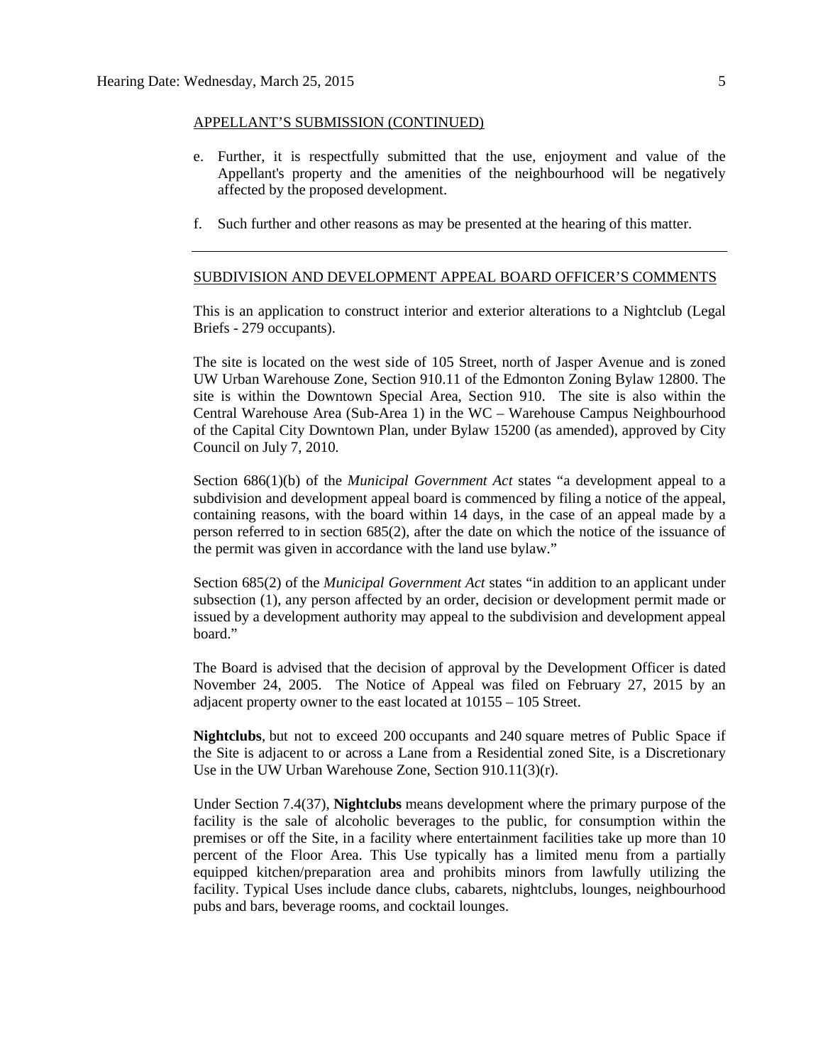APPELLANT'S SUBMISSION (CONTINUED)

e. Further, it is respectfully submitted that the use, enjoyment and value of the Appellant's property and the amenities of the neighbourhood will be negatively affected by the proposed development.

f. Such further and other reasons as may be presented at the hearing of this matter.

---

SUBDIVISION AND DEVELOPMENT APPEAL BOARD OFFICER'S COMMENTS

This is an application to construct interior and exterior alterations to a Nightclub (Legal Briefs - 279 occupants).

The site is located on the west side of 105 Street, north of Jasper Avenue and is zoned UW Urban Warehouse Zone, Section 910.11 of the Edmonton Zoning Bylaw 12800. The site is within the Downtown Special Area, Section 910. The site is also within the Central Warehouse Area (Sub-Area 1) in the WC – Warehouse Campus Neighbourhood of the Capital City Downtown Plan, under Bylaw 15200 (as amended), approved by City Council on July 7, 2010.

Section 686(1)(b) of the *Municipal Government Act* states "a development appeal to a subdivision and development appeal board is commenced by filing a notice of the appeal, containing reasons, with the board within 14 days, in the case of an appeal made by a person referred to in section 685(2), after the date on which the notice of the issuance of the permit was given in accordance with the land use bylaw."

Section 685(2) of the *Municipal Government Act* states "in addition to an applicant under subsection (1), any person affected by an order, decision or development permit made or issued by a development authority may appeal to the subdivision and development appeal board."

The Board is advised that the decision of approval by the Development Officer is dated November 24, 2005. The Notice of Appeal was filed on February 27, 2015 by an adjacent property owner to the east located at 10155 – 105 Street.

**Nightclubs**, but not to exceed 200 occupants and 240 square metres of Public Space if the Site is adjacent to or across a Lane from a Residential zoned Site, is a Discretionary Use in the UW Urban Warehouse Zone, Section 910.11(3)(r).

Under Section 7.4(37), **Nightclubs** means development where the primary purpose of the facility is the sale of alcoholic beverages to the public, for consumption within the premises or off the Site, in a facility where entertainment facilities take up more than 10 percent of the Floor Area. This Use typically has a limited menu from a partially equipped kitchen/preparation area and prohibits minors from lawfully utilizing the facility. Typical Uses include dance clubs, cabarets, nightclubs, lounges, neighbourhood pubs and bars, beverage rooms, and cocktail lounges.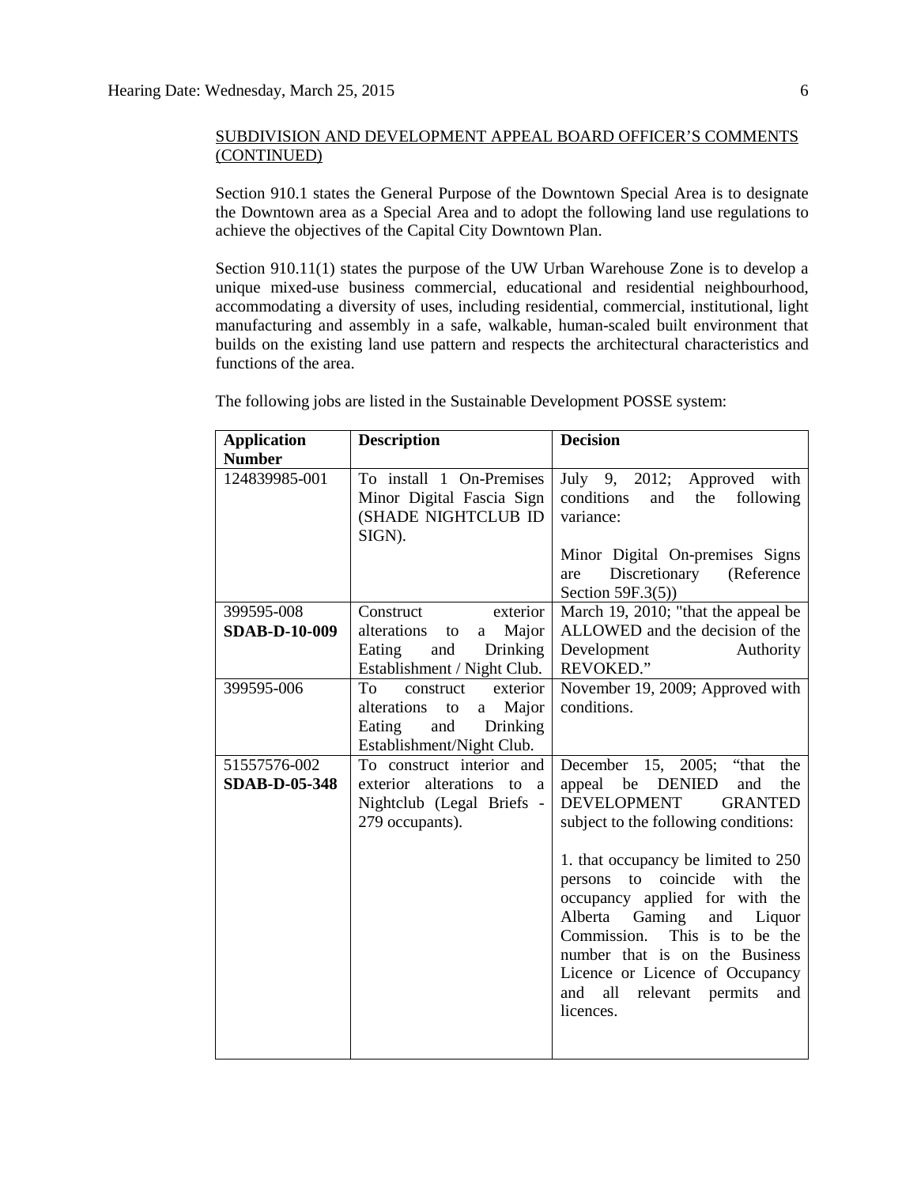SUBDIVISION AND DEVELOPMENT APPEAL BOARD OFFICER'S COMMENTS (CONTINUED)

Section 910.1 states the General Purpose of the Downtown Special Area is to designate the Downtown area as a Special Area and to adopt the following land use regulations to achieve the objectives of the Capital City Downtown Plan.

Section 910.11(1) states the purpose of the UW Urban Warehouse Zone is to develop a unique mixed-use business commercial, educational and residential neighbourhood, accommodating a diversity of uses, including residential, commercial, institutional, light manufacturing and assembly in a safe, walkable, human-scaled built environment that builds on the existing land use pattern and respects the architectural characteristics and functions of the area.

The following jobs are listed in the Sustainable Development POSSE system:

| Application Number | Description | Decision |
|---|---|---|
| 124839985-001 | To install 1 On-Premises Minor Digital Fascia Sign (SHADE NIGHTCLUB ID SIGN). | July 9, 2012; Approved with conditions and the following variance:<br><br>Minor Digital On-premises Signs are Discretionary (Reference Section 59F.3(5)) |
| 399595-008<br>**SDAB-D-10-009** | Construct exterior alterations to a Major Eating and Drinking Establishment / Night Club. | March 19, 2010; "that the appeal be ALLOWED and the decision of the Development Authority REVOKED." |
| 399595-006 | To construct exterior alterations to a Major Eating and Drinking Establishment/Night Club. | November 19, 2009; Approved with conditions. |
| 51557576-002<br>**SDAB-D-05-348** | To construct interior and exterior alterations to a Nightclub (Legal Briefs - 279 occupants). | December 15, 2005; "that the appeal be DENIED and the DEVELOPMENT GRANTED subject to the following conditions:<br><br>1. that occupancy be limited to 250 persons to coincide with the occupancy applied for with the Alberta Gaming and Liquor Commission. This is to be the number that is on the Business Licence or Licence of Occupancy and all relevant permits and licences. |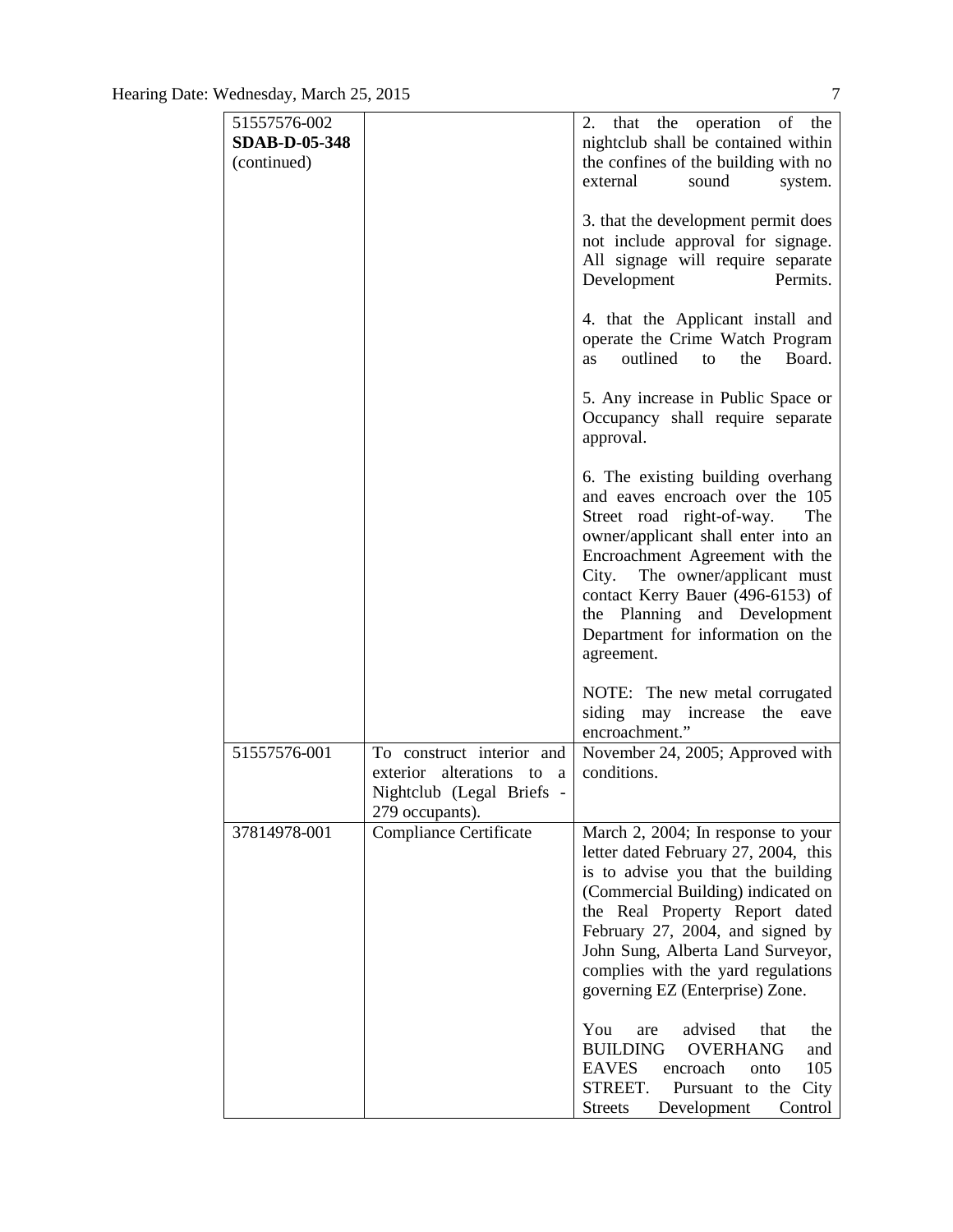| | | |
|---|---|---|
| 51557576-002<br>**SDAB-D-05-348**<br>(continued) | | 2. that the operation of the nightclub shall be contained within the confines of the building with no external sound system.<br><br>3. that the development permit does not include approval for signage. All signage will require separate Development Permits.<br><br>4. that the Applicant install and operate the Crime Watch Program as outlined to the Board.<br><br>5. Any increase in Public Space or Occupancy shall require separate approval.<br><br>6. The existing building overhang and eaves encroach over the 105 Street road right-of-way. The owner/applicant shall enter into an Encroachment Agreement with the City. The owner/applicant must contact Kerry Bauer (496-6153) of the Planning and Development Department for information on the agreement.<br><br>NOTE: The new metal corrugated siding may increase the eave encroachment." |
| 51557576-001 | To construct interior and exterior alterations to a Nightclub (Legal Briefs - 279 occupants). | November 24, 2005; Approved with conditions. |
| 37814978-001 | Compliance Certificate | March 2, 2004; In response to your letter dated February 27, 2004, this is to advise you that the building (Commercial Building) indicated on the Real Property Report dated February 27, 2004, and signed by John Sung, Alberta Land Surveyor, complies with the yard regulations governing EZ (Enterprise) Zone.<br><br>You are advised that the BUILDING OVERHANG and EAVES encroach onto 105 STREET. Pursuant to the City Streets Development Control |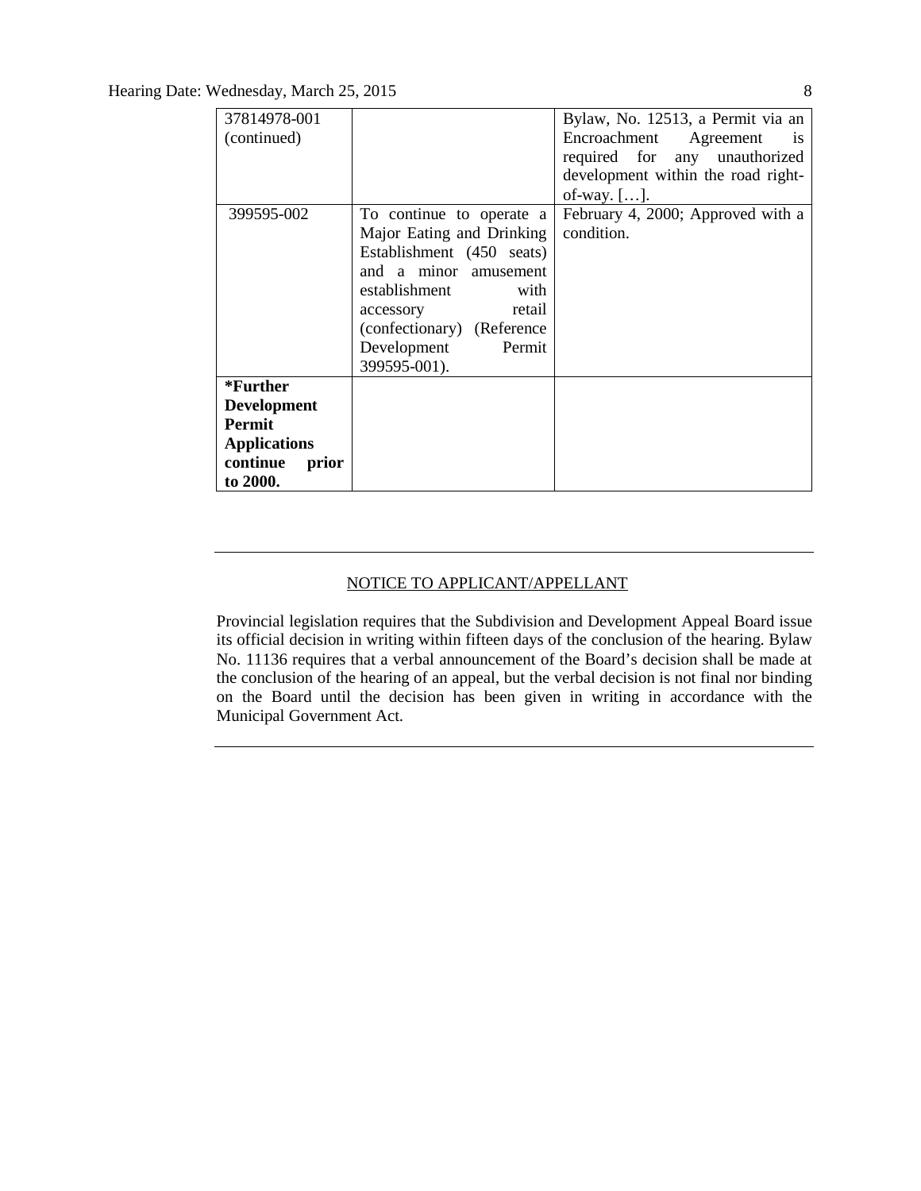| | | |
|---|---|---|
| 37814978-001 (continued) | | Bylaw, No. 12513, a Permit via an Encroachment Agreement is required for any unauthorized development within the road right-of-way. […]. |
| 399595-002 | To continue to operate a Major Eating and Drinking Establishment (450 seats) and a minor amusement establishment with accessory retail (confectionary) (Reference Development Permit 399595-001). | February 4, 2000; Approved with a condition. |
| **\*Further Development Permit Applications continue prior to 2000.** | | |

---

<u>NOTICE TO APPLICANT/APPELLANT</u>

Provincial legislation requires that the Subdivision and Development Appeal Board issue its official decision in writing within fifteen days of the conclusion of the hearing. Bylaw No. 11136 requires that a verbal announcement of the Board's decision shall be made at the conclusion of the hearing of an appeal, but the verbal decision is not final nor binding on the Board until the decision has been given in writing in accordance with the Municipal Government Act.

---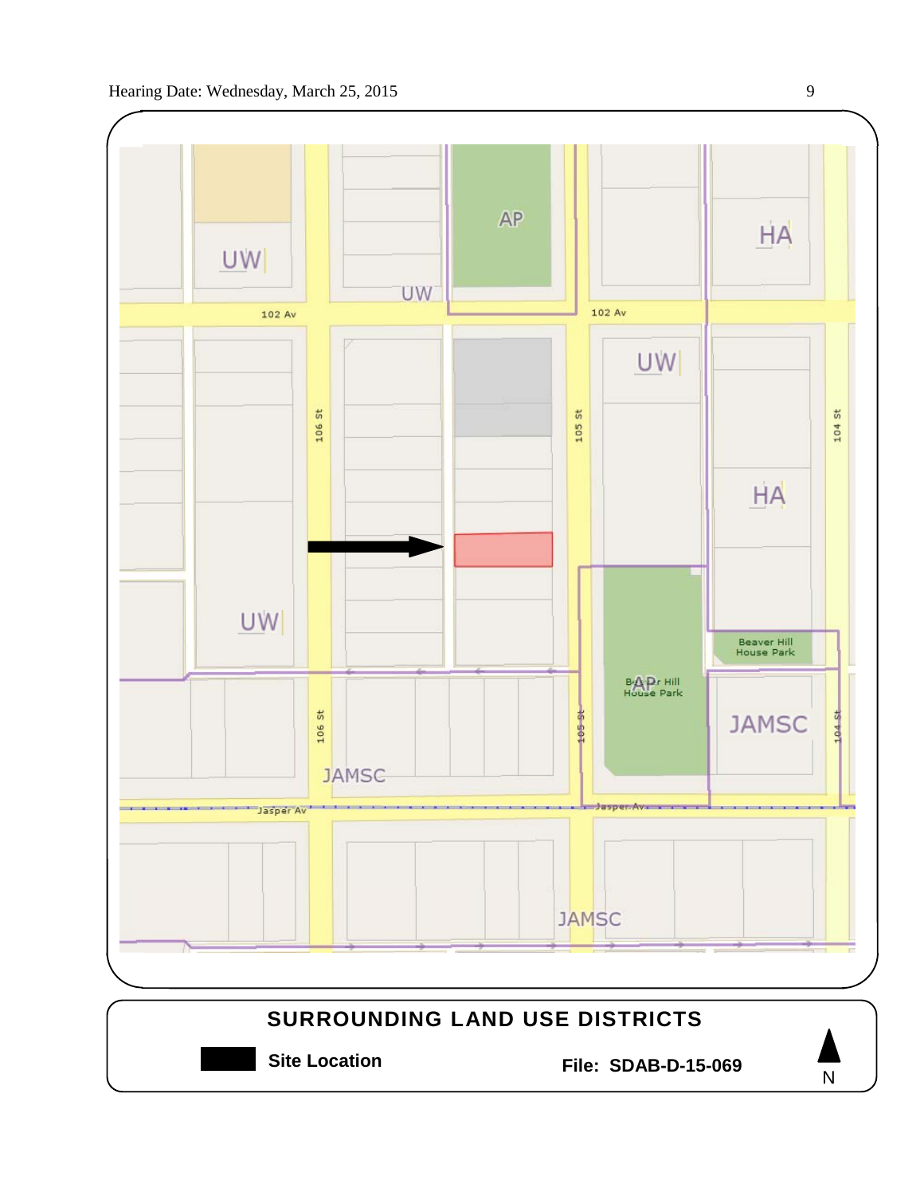## SURROUNDING LAND USE DISTRICTS

**Site Location**

**File: SDAB-D-15-069**

N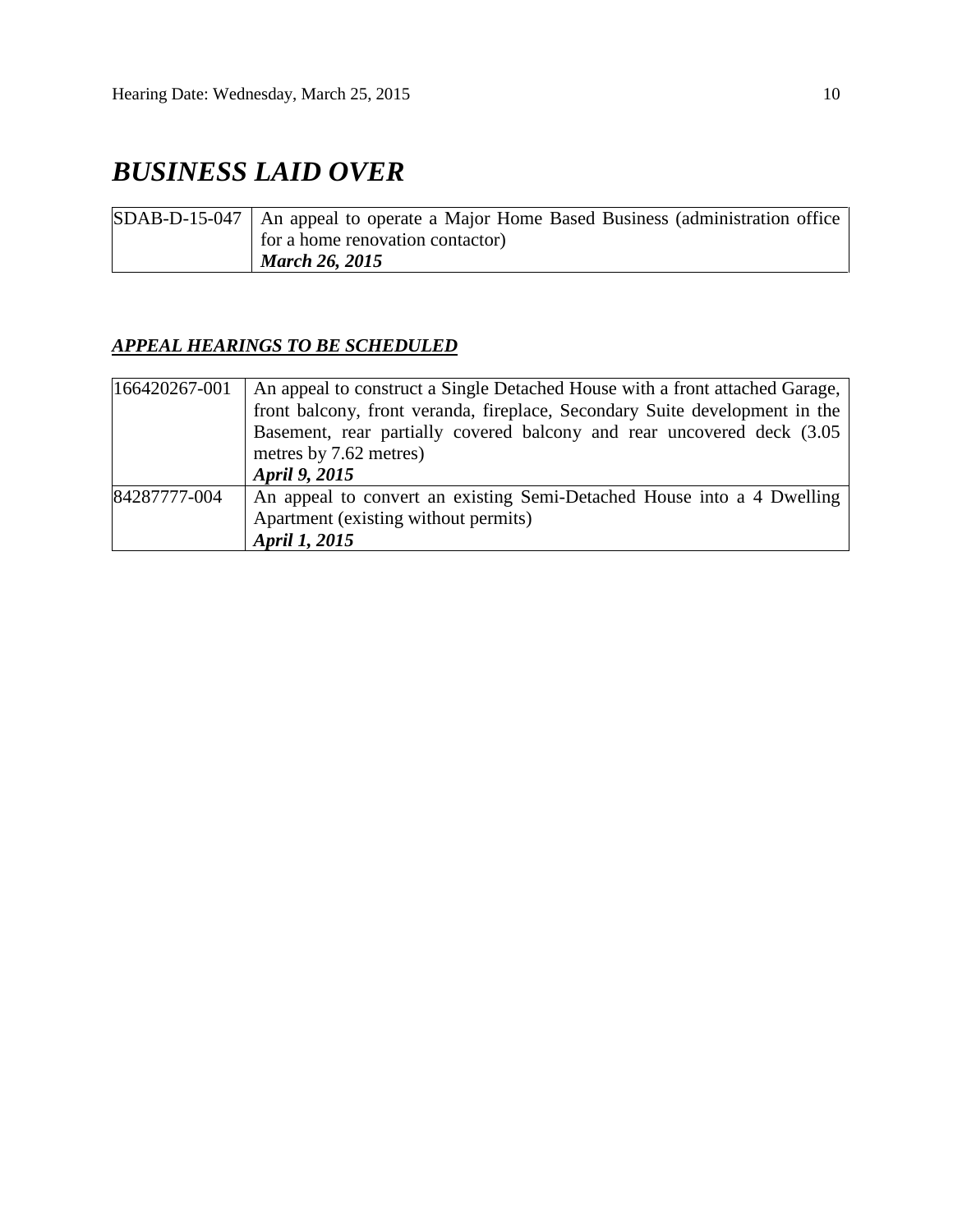# *BUSINESS LAID OVER*

| | |
|---|---|
| SDAB-D-15-047 | An appeal to operate a Major Home Based Business (administration office for a home renovation contactor)<br>***March 26, 2015*** |

## ***APPEAL HEARINGS TO BE SCHEDULED***

| | |
|---|---|
| 166420267-001 | An appeal to construct a Single Detached House with a front attached Garage, front balcony, front veranda, fireplace, Secondary Suite development in the Basement, rear partially covered balcony and rear uncovered deck (3.05 metres by 7.62 metres)<br>***April 9, 2015*** |
| 84287777-004 | An appeal to convert an existing Semi-Detached House into a 4 Dwelling Apartment (existing without permits)<br>***April 1, 2015*** |